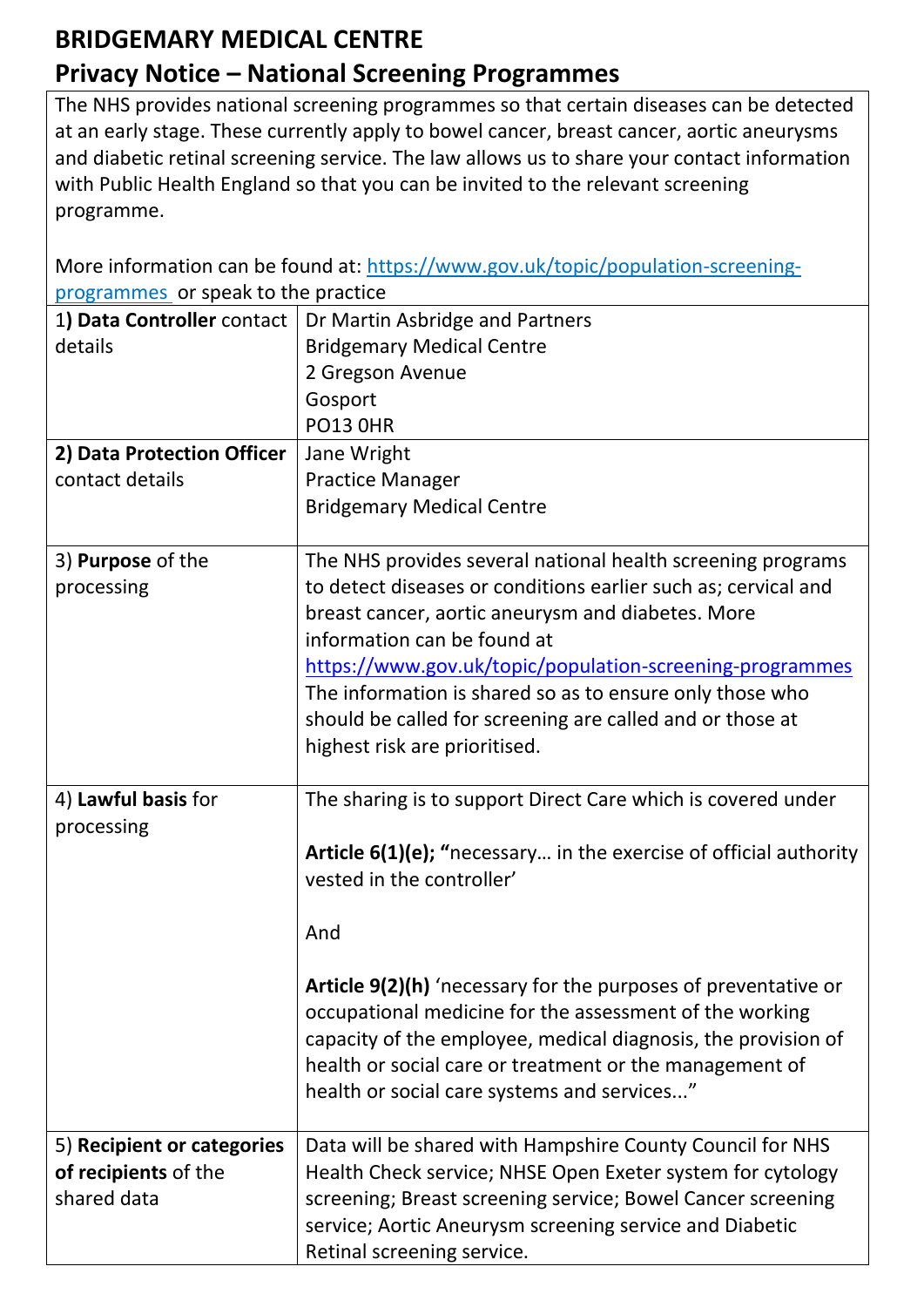# BRIDGEMARY MEDICAL CENTRE

## Privacy Notice – National Screening Programmes

| The NHS provides national screening programmes so that certain diseases can be detected at an early stage. These currently apply to bowel cancer, breast cancer, aortic aneurysms and diabetic retinal screening service. The law allows us to share your contact information with Public Health England so that you can be invited to the relevant screening programme.<br><br>More information can be found at: [https://www.gov.uk/topic/population-screening-programmes](https://www.gov.uk/topic/population-screening-programmes) or speak to the practice | |
|---|---|
| 1) **Data Controller** contact details | Dr Martin Asbridge and Partners<br>Bridgemary Medical Centre<br>2 Gregson Avenue<br>Gosport<br>PO13 0HR |
| **2) Data Protection Officer** contact details | Jane Wright<br>Practice Manager<br>Bridgemary Medical Centre |
| 3) **Purpose** of the processing | The NHS provides several national health screening programs to detect diseases or conditions earlier such as; cervical and breast cancer, aortic aneurysm and diabetes. More information can be found at [https://www.gov.uk/topic/population-screening-programmes](https://www.gov.uk/topic/population-screening-programmes) The information is shared so as to ensure only those who should be called for screening are called and or those at highest risk are prioritised. |
| 4) **Lawful basis** for processing | The sharing is to support Direct Care which is covered under<br><br>**Article 6(1)(e); "**necessary… in the exercise of official authority vested in the controller'<br><br>And<br><br>**Article 9(2)(h)** 'necessary for the purposes of preventative or occupational medicine for the assessment of the working capacity of the employee, medical diagnosis, the provision of health or social care or treatment or the management of health or social care systems and services..." |
| 5) **Recipient or categories of recipients** of the shared data | Data will be shared with Hampshire County Council for NHS Health Check service; NHSE Open Exeter system for cytology screening; Breast screening service; Bowel Cancer screening service; Aortic Aneurysm screening service and Diabetic Retinal screening service. |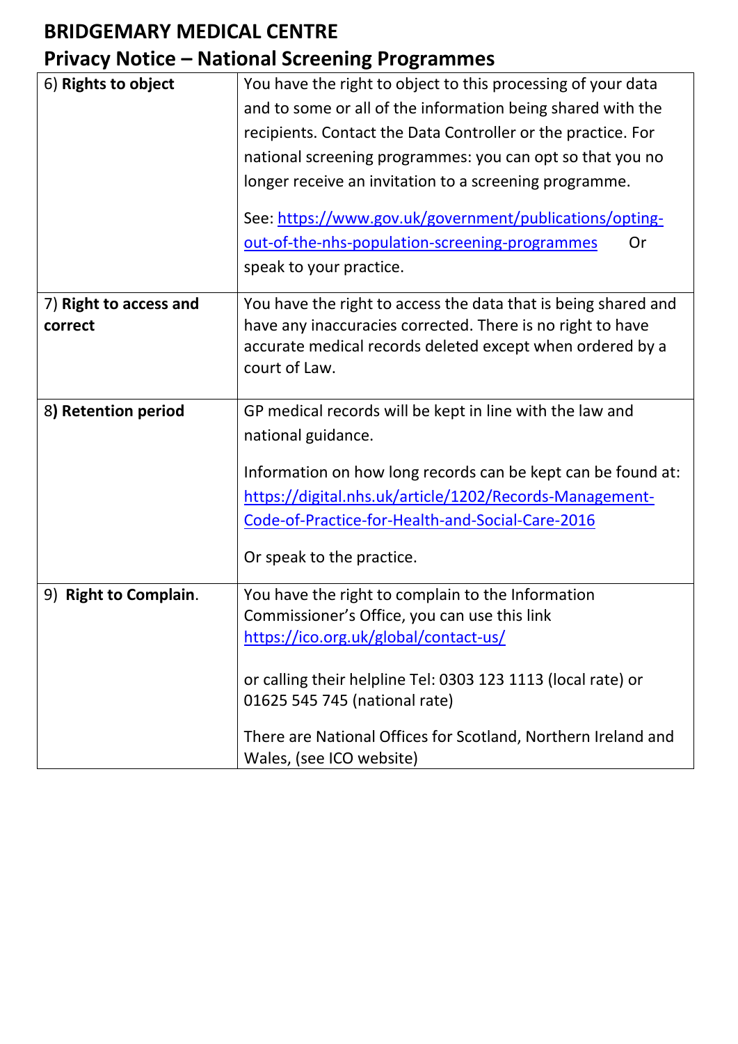# BRIDGEMARY MEDICAL CENTRE

## Privacy Notice – National Screening Programmes

| | |
|---|---|
| 6) **Rights to object** | You have the right to object to this processing of your data and to some or all of the information being shared with the recipients. Contact the Data Controller or the practice. For national screening programmes: you can opt so that you no longer receive an invitation to a screening programme.<br><br>See: https://www.gov.uk/government/publications/opting-out-of-the-nhs-population-screening-programmes Or speak to your practice. |
| 7) **Right to access and correct** | You have the right to access the data that is being shared and have any inaccuracies corrected. There is no right to have accurate medical records deleted except when ordered by a court of Law. |
| 8**) Retention period** | GP medical records will be kept in line with the law and national guidance.<br><br>Information on how long records can be kept can be found at: https://digital.nhs.uk/article/1202/Records-Management-Code-of-Practice-for-Health-and-Social-Care-2016<br><br>Or speak to the practice. |
| 9) **Right to Complain**. | You have the right to complain to the Information Commissioner's Office, you can use this link https://ico.org.uk/global/contact-us/<br><br>or calling their helpline Tel: 0303 123 1113 (local rate) or 01625 545 745 (national rate)<br><br>There are National Offices for Scotland, Northern Ireland and Wales, (see ICO website) |